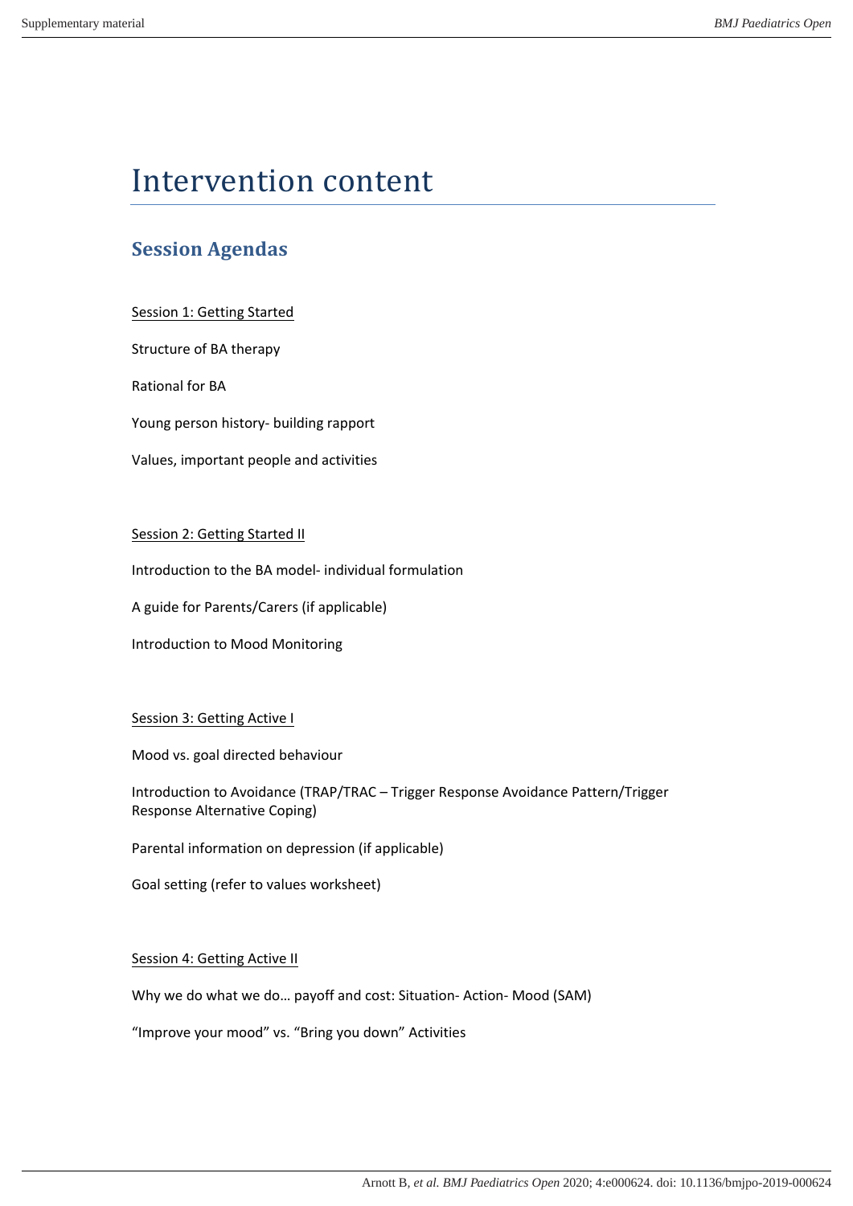# Intervention content

## Session Agendas

Session 1: Getting Started

Structure of BA therapy

Rational for BA

Young person history- building rapport

Values, important people and activities

Session 2: Getting Started II

Introduction to the BA model- individual formulation

A guide for Parents/Carers (if applicable)

Introduction to Mood Monitoring

Session 3: Getting Active I

Mood vs. goal directed behaviour

Introduction to Avoidance (TRAP/TRAC – Trigger Response Avoidance Pattern/Trigger Response Alternative Coping)

Parental information on depression (if applicable)

Goal setting (refer to values worksheet)

Session 4: Getting Active II

Why we do what we do… payoff and cost: Situation- Action- Mood (SAM)

"Improve your mood" vs. "Bring you down" Activities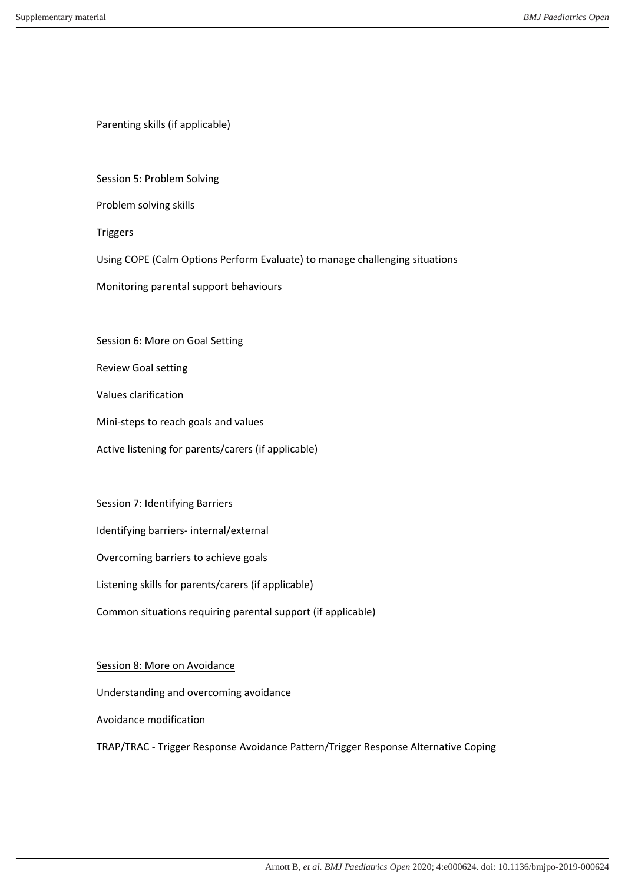Parenting skills (if applicable)

Session 5: Problem Solving

Problem solving skills

Triggers

Using COPE (Calm Options Perform Evaluate) to manage challenging situations

Monitoring parental support behaviours

Session 6: More on Goal Setting

Review Goal setting

Values clarification

Mini-steps to reach goals and values

Active listening for parents/carers (if applicable)

Session 7: Identifying Barriers

Identifying barriers- internal/external

Overcoming barriers to achieve goals

Listening skills for parents/carers (if applicable)

Common situations requiring parental support (if applicable)

Session 8: More on Avoidance

Understanding and overcoming avoidance

Avoidance modification

TRAP/TRAC - Trigger Response Avoidance Pattern/Trigger Response Alternative Coping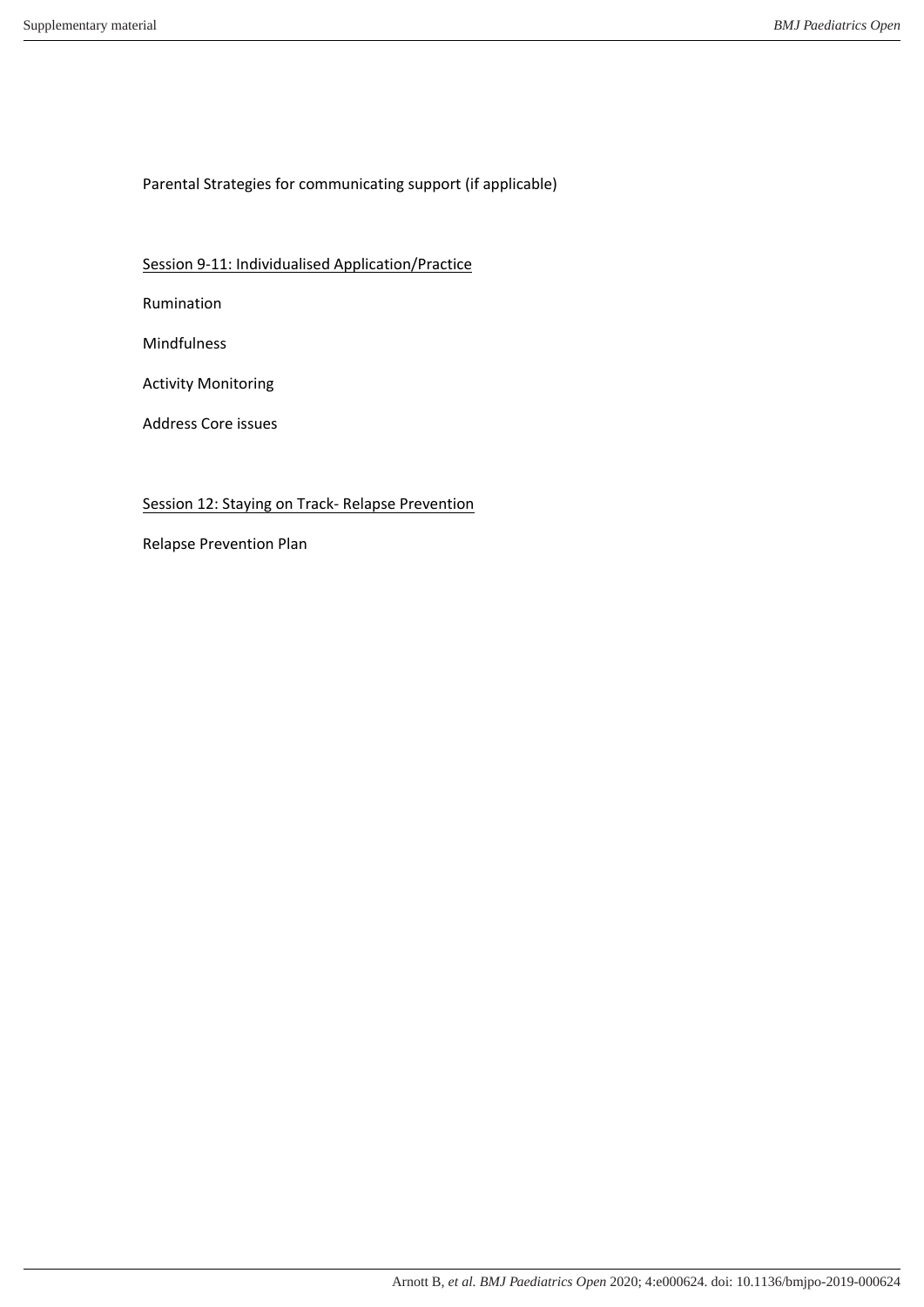Parental Strategies for communicating support (if applicable)

<u>Session 9-11: Individualised Application/Practice</u>

Rumination

Mindfulness

Activity Monitoring

Address Core issues

<u>Session 12: Staying on Track- Relapse Prevention</u>

Relapse Prevention Plan